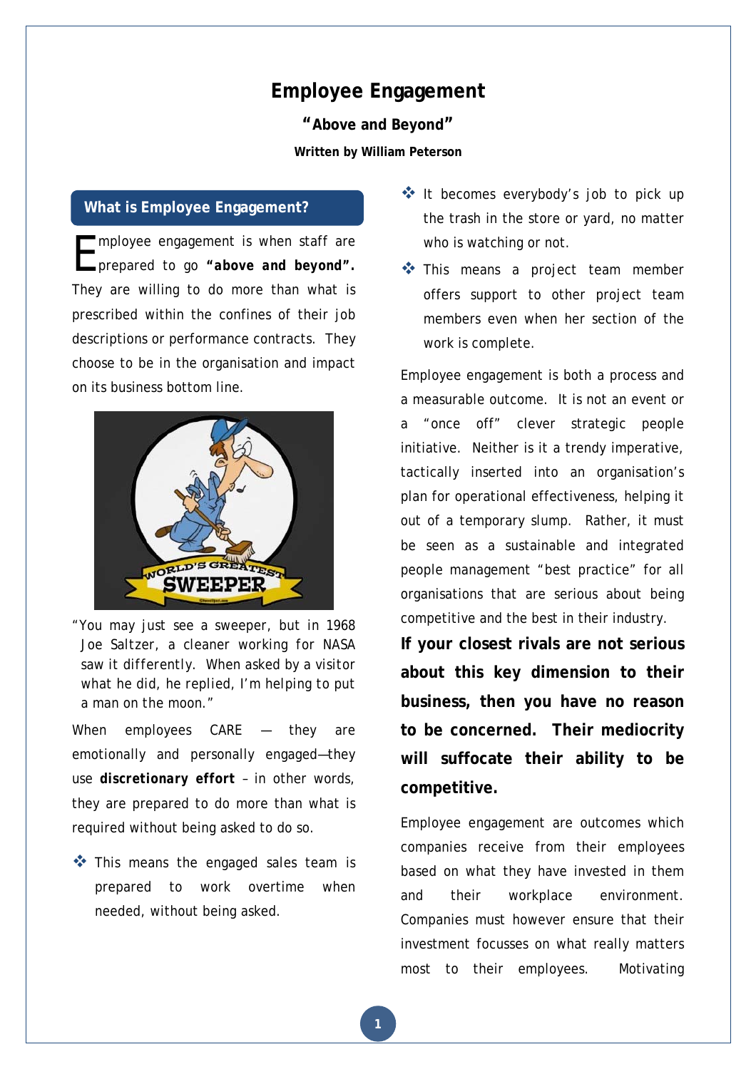# Employee Engagement

## "Above and Beyond"

**Written by William Peterson**

### What is Employee Engagement?

Employee engagement is when staff are prepared to go **"above and beyond".** They are willing to do more than what is prescribed within the confines of their job descriptions or performance contracts. They choose to be in the organisation and impact on its business bottom line.

"You may just see a sweeper, but in 1968 Joe Saltzer, a cleaner working for NASA saw it differently. When asked by a visitor what he did, he replied, I'm helping to put a man on the moon."

When employees CARE — they are emotionally and personally engaged—they use **discretionary effort** – in other words, they are prepared to do more than what is required without being asked to do so.

- This means the engaged sales team is prepared to work overtime when needed, without being asked.
- It becomes everybody's job to pick up the trash in the store or yard, no matter who is watching or not.
- This means a project team member offers support to other project team members even when her section of the work is complete.

Employee engagement is both a process and a measurable outcome. It is not an event or a "once off" clever strategic people initiative. Neither is it a trendy imperative, tactically inserted into an organisation's plan for operational effectiveness, helping it out of a temporary slump. Rather, it must be seen as a sustainable and integrated people management "best practice" for all organisations that are serious about being competitive and the best in their industry.

**If your closest rivals are not serious about this key dimension to their business, then you have no reason to be concerned. Their mediocrity will suffocate their ability to be competitive.**

Employee engagement are outcomes which companies receive from their employees based on what they have invested in them and their workplace environment. Companies must however ensure that their investment focusses on what really matters most to their employees. Motivating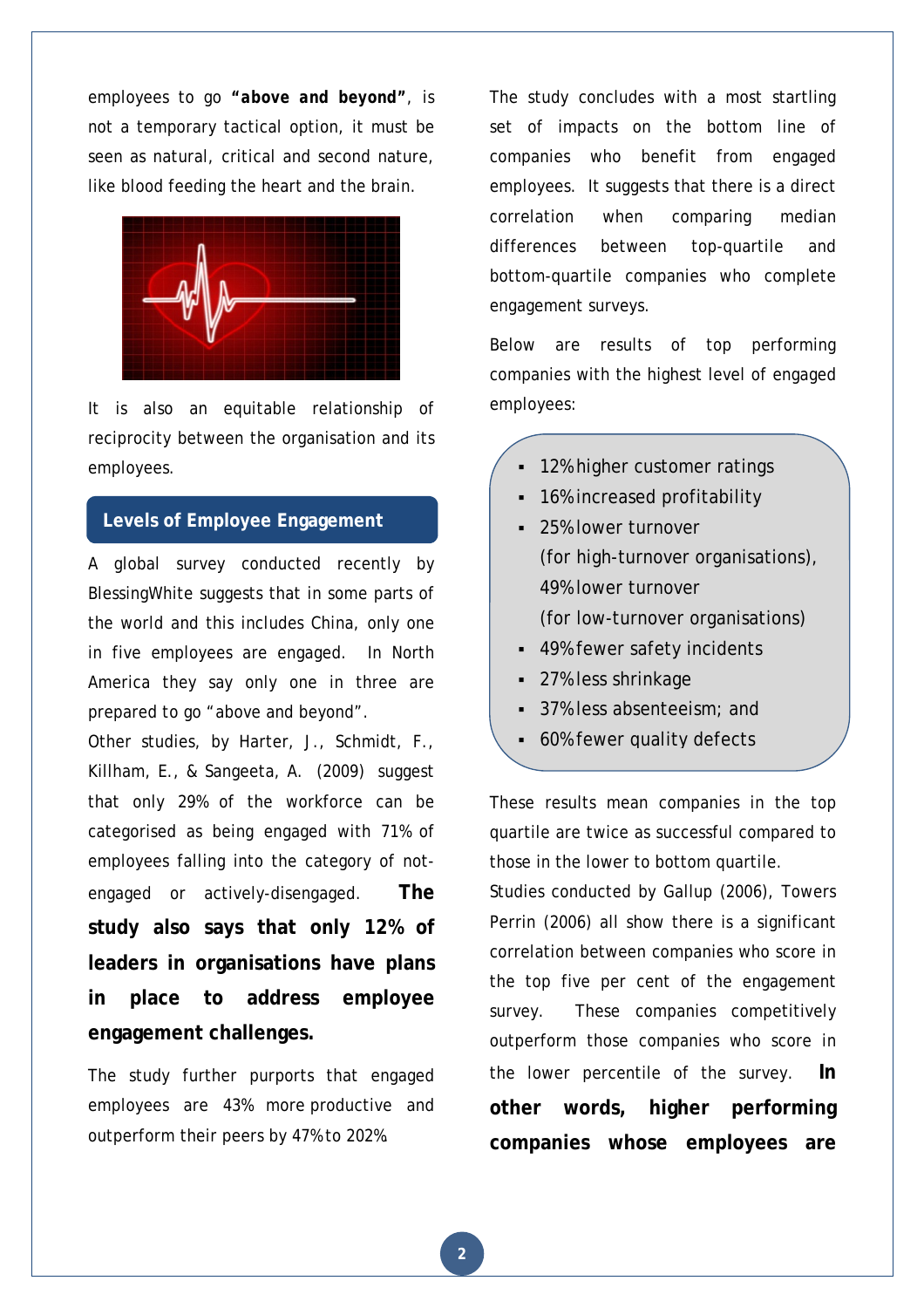employees to go **"above and beyond"**, is not a temporary tactical option, it must be seen as natural, critical and second nature, like blood feeding the heart and the brain.

It is also an equitable relationship of reciprocity between the organisation and its employees.

## Levels of Employee Engagement

A global survey conducted recently by BlessingWhite suggests that in some parts of the world and this includes China, only one in five employees are engaged. In North America they say only one in three are prepared to go "above and beyond".

Other studies, by Harter, J., Schmidt, F., Killham, E., & Sangeeta, A. (2009) suggest that only 29% of the workforce can be categorised as being engaged with 71% of employees falling into the category of not-engaged or actively-disengaged. **The study also says that only 12% of leaders in organisations have plans in place to address employee engagement challenges.**

The study further purports that engaged employees are 43% more productive and outperform their peers by 47% to 202%

The study concludes with a most startling set of impacts on the bottom line of companies who benefit from engaged employees. It suggests that there is a direct correlation when comparing median differences between top-quartile and bottom-quartile companies who complete engagement surveys.

Below are results of top performing companies with the highest level of engaged employees:

- 12% higher customer ratings
- 16% increased profitability
- 25% lower turnover (for high-turnover organisations), 49% lower turnover (for low-turnover organisations)
- 49% fewer safety incidents
- 27% less shrinkage
- 37% less absenteeism; and
- 60% fewer quality defects

These results mean companies in the top quartile are twice as successful compared to those in the lower to bottom quartile.

Studies conducted by Gallup (2006), Towers Perrin (2006) all show there is a significant correlation between companies who score in the top five per cent of the engagement survey. These companies competitively outperform those companies who score in the lower percentile of the survey. **In other words, higher performing companies whose employees are**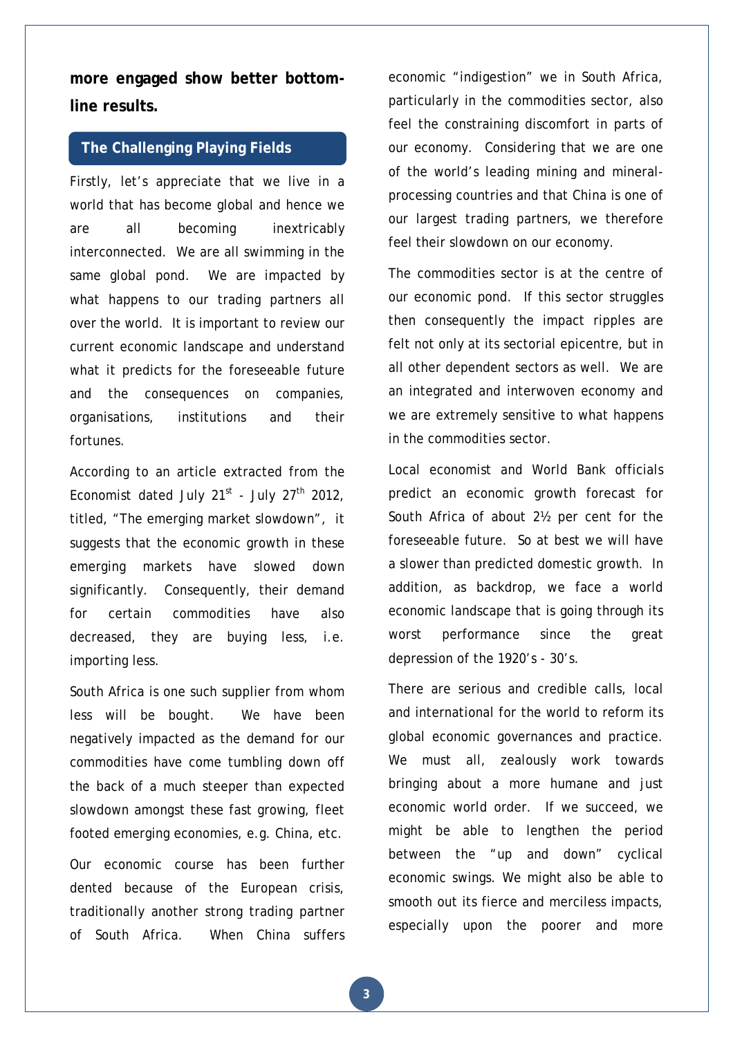**more engaged show better bottom-line results.**

## The Challenging Playing Fields

Firstly, let's appreciate that we live in a world that has become global and hence we are all becoming inextricably interconnected. We are all swimming in the same global pond. We are impacted by what happens to our trading partners all over the world. It is important to review our current economic landscape and understand what it predicts for the foreseeable future and the consequences on companies, organisations, institutions and their fortunes.

According to an article extracted from the Economist dated July 21st - July 27th 2012, titled, "The emerging market slowdown", it suggests that the economic growth in these emerging markets have slowed down significantly. Consequently, their demand for certain commodities have also decreased, they are buying less, i.e. importing less.

South Africa is one such supplier from whom less will be bought. We have been negatively impacted as the demand for our commodities have come tumbling down off the back of a much steeper than expected slowdown amongst these fast growing, fleet footed emerging economies, e.g. China, etc.

Our economic course has been further dented because of the European crisis, traditionally another strong trading partner of South Africa. When China suffers economic "indigestion" we in South Africa, particularly in the commodities sector, also feel the constraining discomfort in parts of our economy. Considering that we are one of the world's leading mining and mineral-processing countries and that China is one of our largest trading partners, we therefore feel their slowdown on our economy.

The commodities sector is at the centre of our economic pond. If this sector struggles then consequently the impact ripples are felt not only at its sectorial epicentre, but in all other dependent sectors as well. We are an integrated and interwoven economy and we are extremely sensitive to what happens in the commodities sector.

Local economist and World Bank officials predict an economic growth forecast for South Africa of about 2½ per cent for the foreseeable future. So at best we will have a slower than predicted domestic growth. In addition, as backdrop, we face a world economic landscape that is going through its worst performance since the great depression of the 1920's - 30's.

There are serious and credible calls, local and international for the world to reform its global economic governances and practice. We must all, zealously work towards bringing about a more humane and just economic world order. If we succeed, we might be able to lengthen the period between the "up and down" cyclical economic swings. We might also be able to smooth out its fierce and merciless impacts, especially upon the poorer and more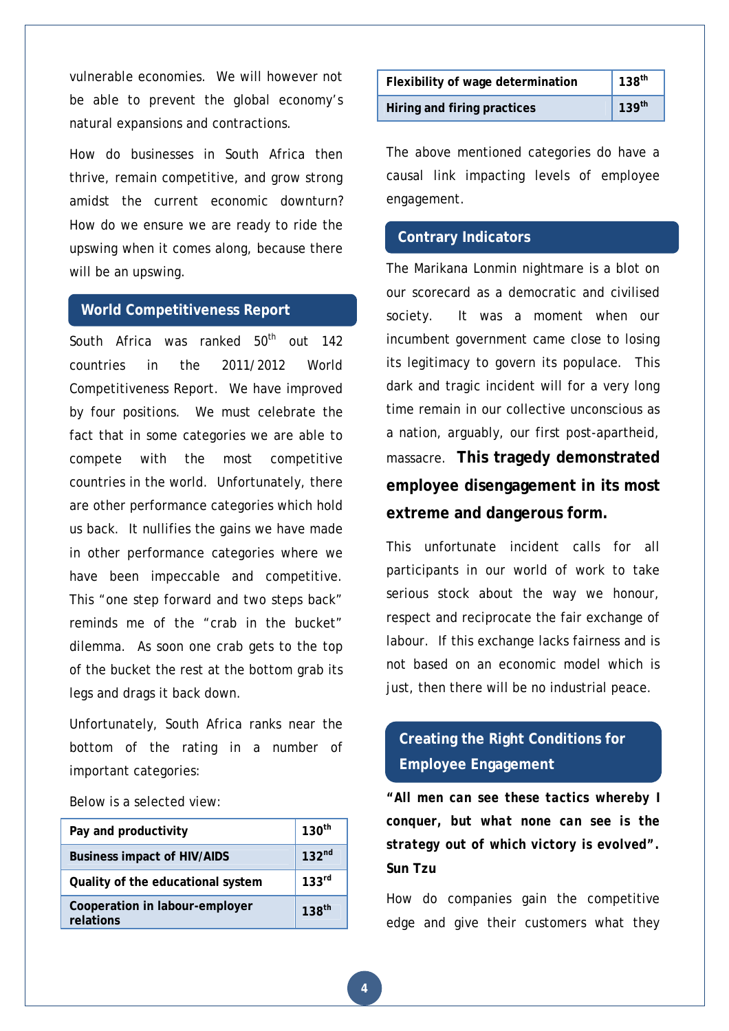vulnerable economies. We will however not be able to prevent the global economy's natural expansions and contractions.

How do businesses in South Africa then thrive, remain competitive, and grow strong amidst the current economic downturn? How do we ensure we are ready to ride the upswing when it comes along, because there will be an upswing.

## World Competitiveness Report

South Africa was ranked 50th out 142 countries in the 2011/2012 World Competitiveness Report. We have improved by four positions. We must celebrate the fact that in some categories we are able to compete with the most competitive countries in the world. Unfortunately, there are other performance categories which hold us back. It nullifies the gains we have made in other performance categories where we have been impeccable and competitive. This "one step forward and two steps back" reminds me of the "crab in the bucket" dilemma. As soon one crab gets to the top of the bucket the rest at the bottom grab its legs and drags it back down.

Unfortunately, South Africa ranks near the bottom of the rating in a number of important categories:

Below is a selected view:

| | |
|---|---|
| **Pay and productivity** | **130th** |
| **Business impact of HIV/AIDS** | **132nd** |
| **Quality of the educational system** | **133rd** |
| **Cooperation in labour-employer relations** | **138th** |
| **Flexibility of wage determination** | **138th** |
| **Hiring and firing practices** | **139th** |

The above mentioned categories do have a causal link impacting levels of employee engagement.

## Contrary Indicators

The Marikana Lonmin nightmare is a blot on our scorecard as a democratic and civilised society. It was a moment when our incumbent government came close to losing its legitimacy to govern its populace. This dark and tragic incident will for a very long time remain in our collective unconscious as a nation, arguably, our first post-apartheid, massacre. **This tragedy demonstrated employee disengagement in its most extreme and dangerous form.**

This unfortunate incident calls for all participants in our world of work to take serious stock about the way we honour, respect and reciprocate the fair exchange of labour. If this exchange lacks fairness and is not based on an economic model which is just, then there will be no industrial peace.

## Creating the Right Conditions for Employee Engagement

***"All men can see these tactics whereby I conquer, but what none can see is the strategy out of which victory is evolved". Sun Tzu***

How do companies gain the competitive edge and give their customers what they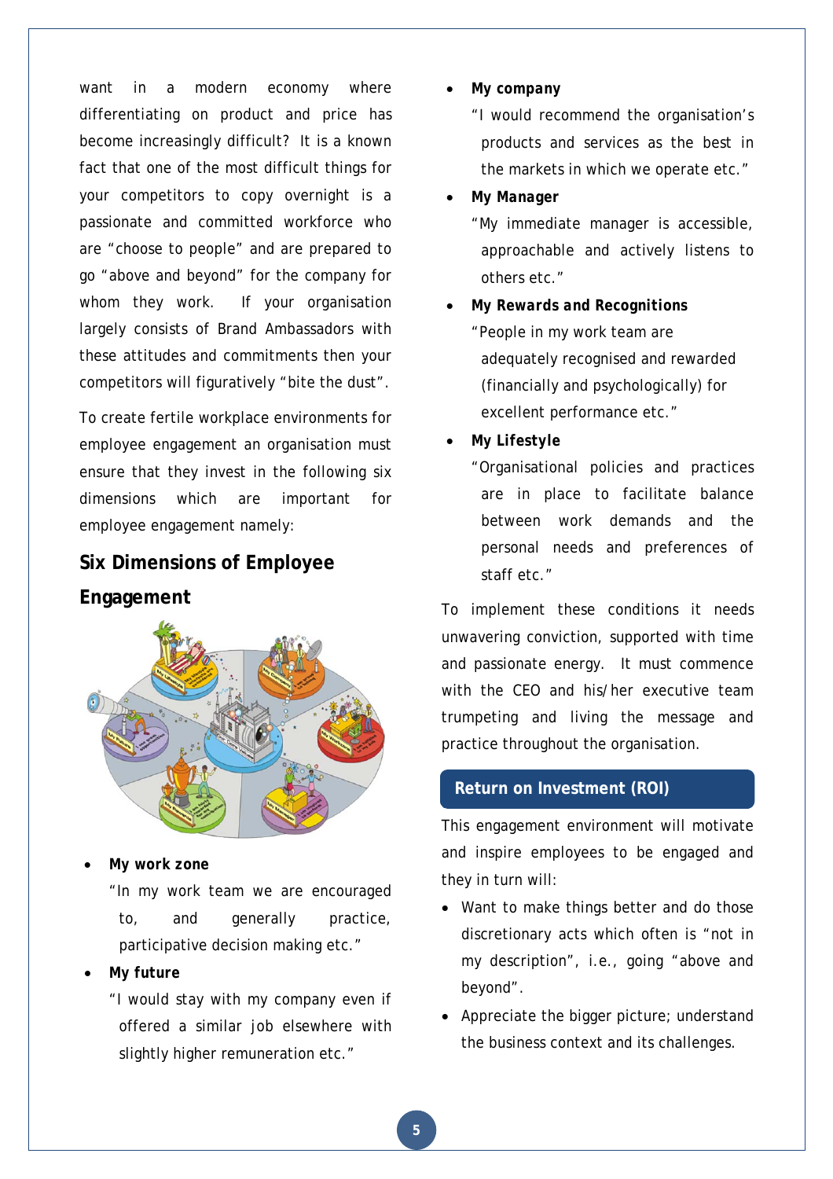want in a modern economy where differentiating on product and price has become increasingly difficult? It is a known fact that one of the most difficult things for your competitors to copy overnight is a passionate and committed workforce who are "choose to people" and are prepared to go "above and beyond" for the company for whom they work. If your organisation largely consists of Brand Ambassadors with these attitudes and commitments then your competitors will figuratively "bite the dust".

To create fertile workplace environments for employee engagement an organisation must ensure that they invest in the following six dimensions which are important for employee engagement namely:

## Six Dimensions of Employee Engagement

- **My work zone**
  "In my work team we are encouraged to, and generally practice, participative decision making etc."
- **My future**
  "I would stay with my company even if offered a similar job elsewhere with slightly higher remuneration etc."
- **My company**
  "I would recommend the organisation's products and services as the best in the markets in which we operate etc."
- **My Manager**
  "My immediate manager is accessible, approachable and actively listens to others etc."
- **My Rewards and Recognitions**
  "People in my work team are adequately recognised and rewarded (financially and psychologically) for excellent performance etc."
- **My Lifestyle**
  "Organisational policies and practices are in place to facilitate balance between work demands and the personal needs and preferences of staff etc."

To implement these conditions it needs unwavering conviction, supported with time and passionate energy. It must commence with the CEO and his/her executive team trumpeting and living the message and practice throughout the organisation.

## Return on Investment (ROI)

This engagement environment will motivate and inspire employees to be engaged and they in turn will:

- Want to make things better and do those discretionary acts which often is "not in my description", i.e., going "above and beyond".
- Appreciate the bigger picture; understand the business context and its challenges.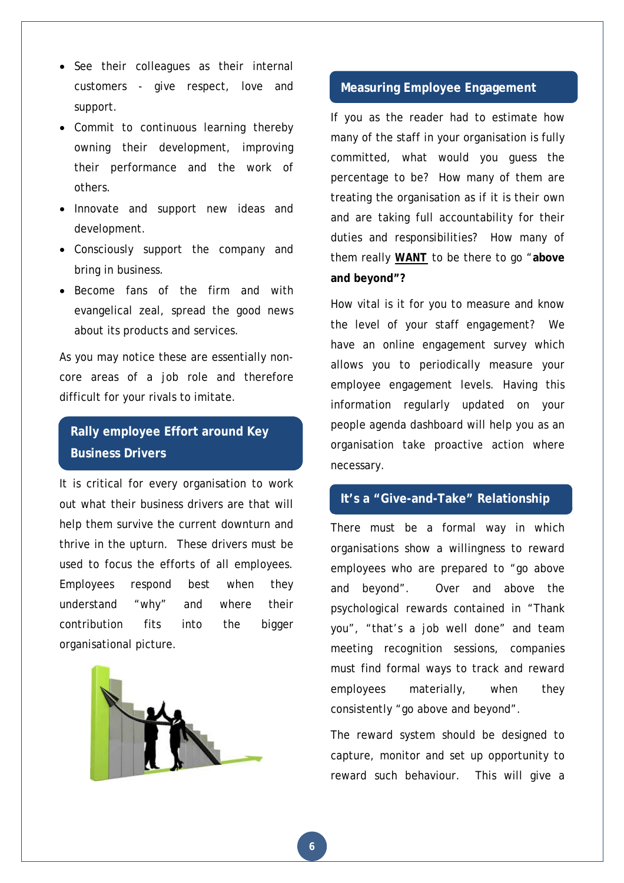- See their colleagues as their internal customers - give respect, love and support.
- Commit to continuous learning thereby owning their development, improving their performance and the work of others.
- Innovate and support new ideas and development.
- Consciously support the company and bring in business.
- Become fans of the firm and with evangelical zeal, spread the good news about its products and services.

As you may notice these are essentially non-core areas of a job role and therefore difficult for your rivals to imitate.

## Rally employee Effort around Key Business Drivers

It is critical for every organisation to work out what their business drivers are that will help them survive the current downturn and thrive in the upturn. These drivers must be used to focus the efforts of all employees. Employees respond best when they understand "why" and where their contribution fits into the bigger organisational picture.

## Measuring Employee Engagement

If you as the reader had to estimate how many of the staff in your organisation is fully committed, what would you guess the percentage to be? How many of them are treating the organisation as if it is their own and are taking full accountability for their duties and responsibilities? How many of them really **WANT** to be there to go "**above and beyond"?**

How vital is it for you to measure and know the level of your staff engagement? We have an online engagement survey which allows you to periodically measure your employee engagement levels. Having this information regularly updated on your people agenda dashboard will help you as an organisation take proactive action where necessary.

## It's a "Give-and-Take" Relationship

There must be a formal way in which organisations show a willingness to reward employees who are prepared to "go above and beyond". Over and above the psychological rewards contained in "Thank you", "that's a job well done" and team meeting recognition sessions, companies must find formal ways to track and reward employees materially, when they consistently "go above and beyond".

The reward system should be designed to capture, monitor and set up opportunity to reward such behaviour. This will give a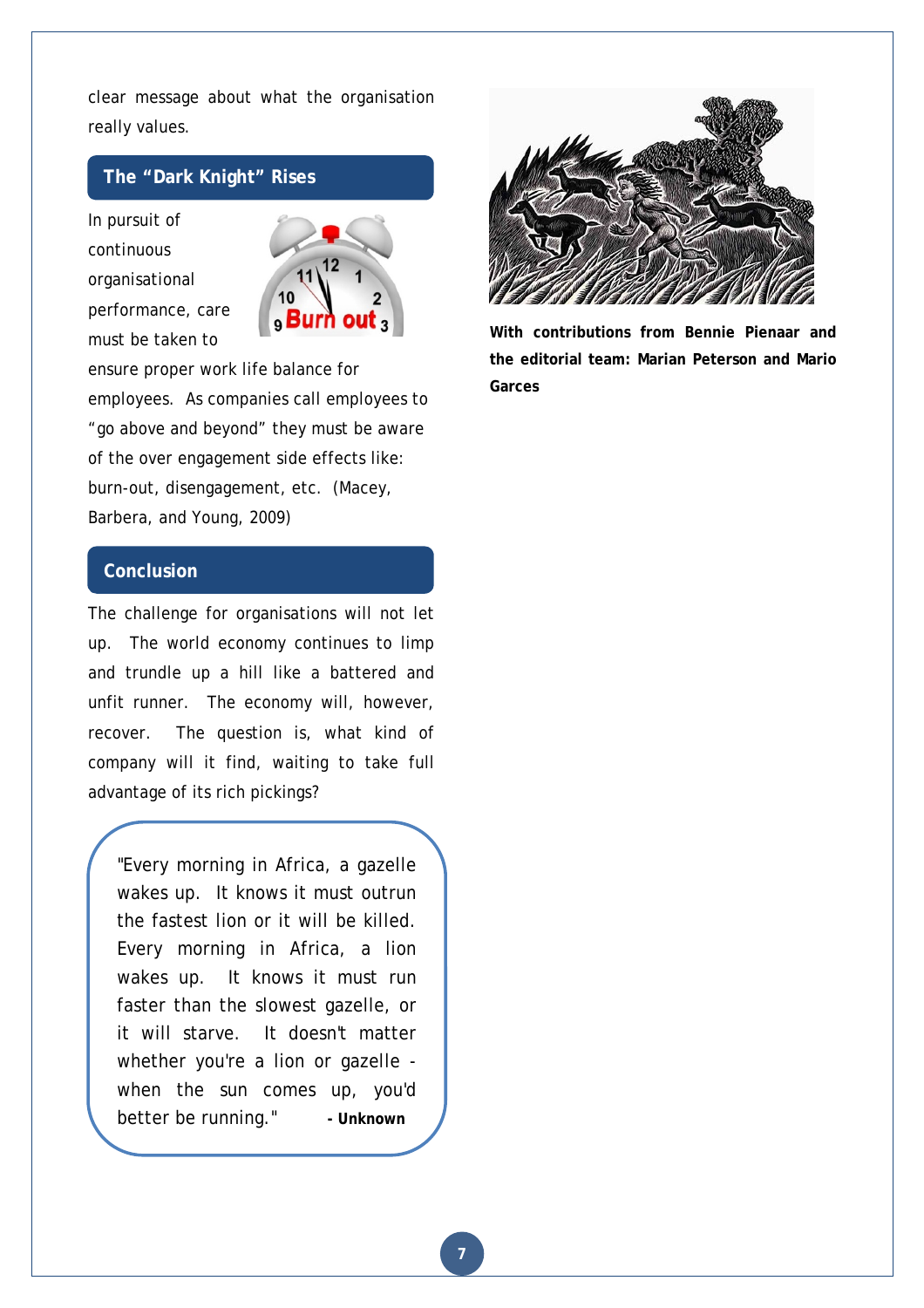clear message about what the organisation really values.

## The "Dark Knight" Rises

In pursuit of continuous organisational performance, care must be taken to ensure proper work life balance for employees. As companies call employees to "go above and beyond" they must be aware of the over engagement side effects like: burn-out, disengagement, etc. (Macey, Barbera, and Young, 2009)

## Conclusion

The challenge for organisations will not let up. The world economy continues to limp and trundle up a hill like a battered and unfit runner. The economy will, however, recover. The question is, what kind of company will it find, waiting to take full advantage of its rich pickings?

> "Every morning in Africa, a gazelle wakes up. It knows it must outrun the fastest lion or it will be killed. Every morning in Africa, a lion wakes up. It knows it must run faster than the slowest gazelle, or it will starve. It doesn't matter whether you're a lion or gazelle - when the sun comes up, you'd better be running." **- Unknown**

**With contributions from Bennie Pienaar and the editorial team: Marian Peterson and Mario Garces**